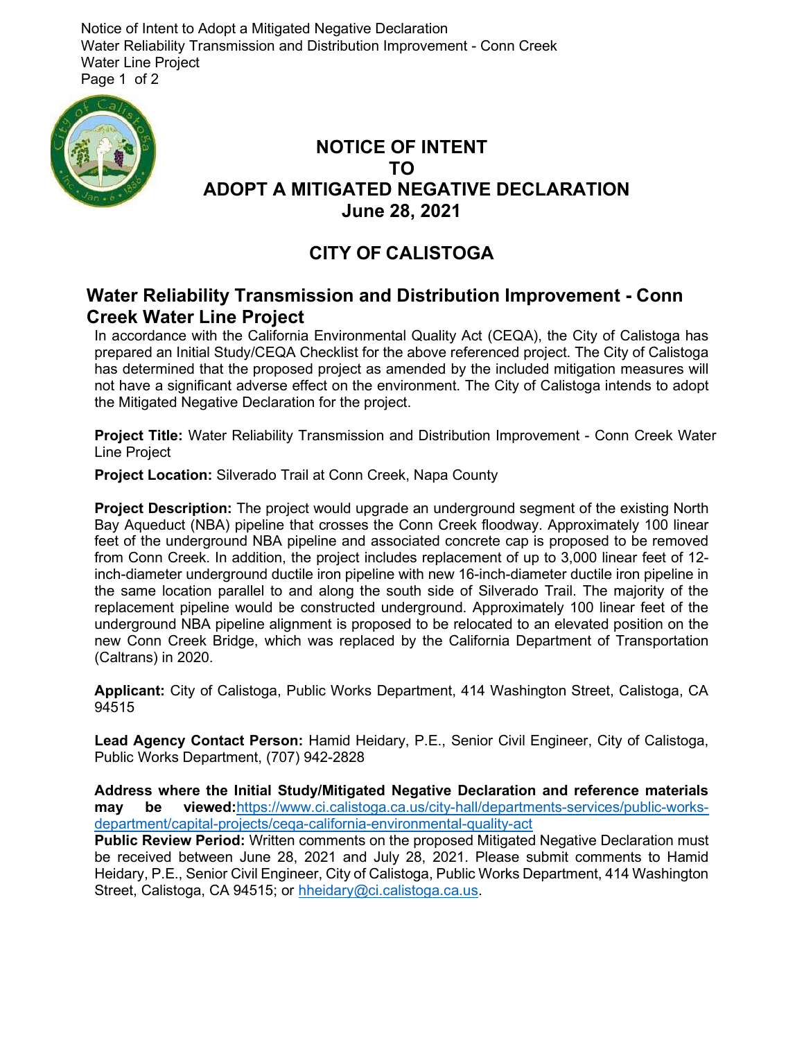# NOTICE OF INTENT TO ADOPT A MITIGATED NEGATIVE DECLARATION

**June 28, 2021**

## CITY OF CALISTOGA

## Water Reliability Transmission and Distribution Improvement - Conn Creek Water Line Project

In accordance with the California Environmental Quality Act (CEQA), the City of Calistoga has prepared an Initial Study/CEQA Checklist for the above referenced project. The City of Calistoga has determined that the proposed project as amended by the included mitigation measures will not have a significant adverse effect on the environment. The City of Calistoga intends to adopt the Mitigated Negative Declaration for the project.

**Project Title:** Water Reliability Transmission and Distribution Improvement - Conn Creek Water Line Project

**Project Location:** Silverado Trail at Conn Creek, Napa County

**Project Description:** The project would upgrade an underground segment of the existing North Bay Aqueduct (NBA) pipeline that crosses the Conn Creek floodway. Approximately 100 linear feet of the underground NBA pipeline and associated concrete cap is proposed to be removed from Conn Creek. In addition, the project includes replacement of up to 3,000 linear feet of 12-inch-diameter underground ductile iron pipeline with new 16-inch-diameter ductile iron pipeline in the same location parallel to and along the south side of Silverado Trail. The majority of the replacement pipeline would be constructed underground. Approximately 100 linear feet of the underground NBA pipeline alignment is proposed to be relocated to an elevated position on the new Conn Creek Bridge, which was replaced by the California Department of Transportation (Caltrans) in 2020.

**Applicant:** City of Calistoga, Public Works Department, 414 Washington Street, Calistoga, CA 94515

**Lead Agency Contact Person:** Hamid Heidary, P.E., Senior Civil Engineer, City of Calistoga, Public Works Department, (707) 942-2828

**Address where the Initial Study/Mitigated Negative Declaration and reference materials may be viewed:** https://www.ci.calistoga.ca.us/city-hall/departments-services/public-works-department/capital-projects/ceqa-california-environmental-quality-act

**Public Review Period:** Written comments on the proposed Mitigated Negative Declaration must be received between June 28, 2021 and July 28, 2021. Please submit comments to Hamid Heidary, P.E., Senior Civil Engineer, City of Calistoga, Public Works Department, 414 Washington Street, Calistoga, CA 94515; or hheidary@ci.calistoga.ca.us.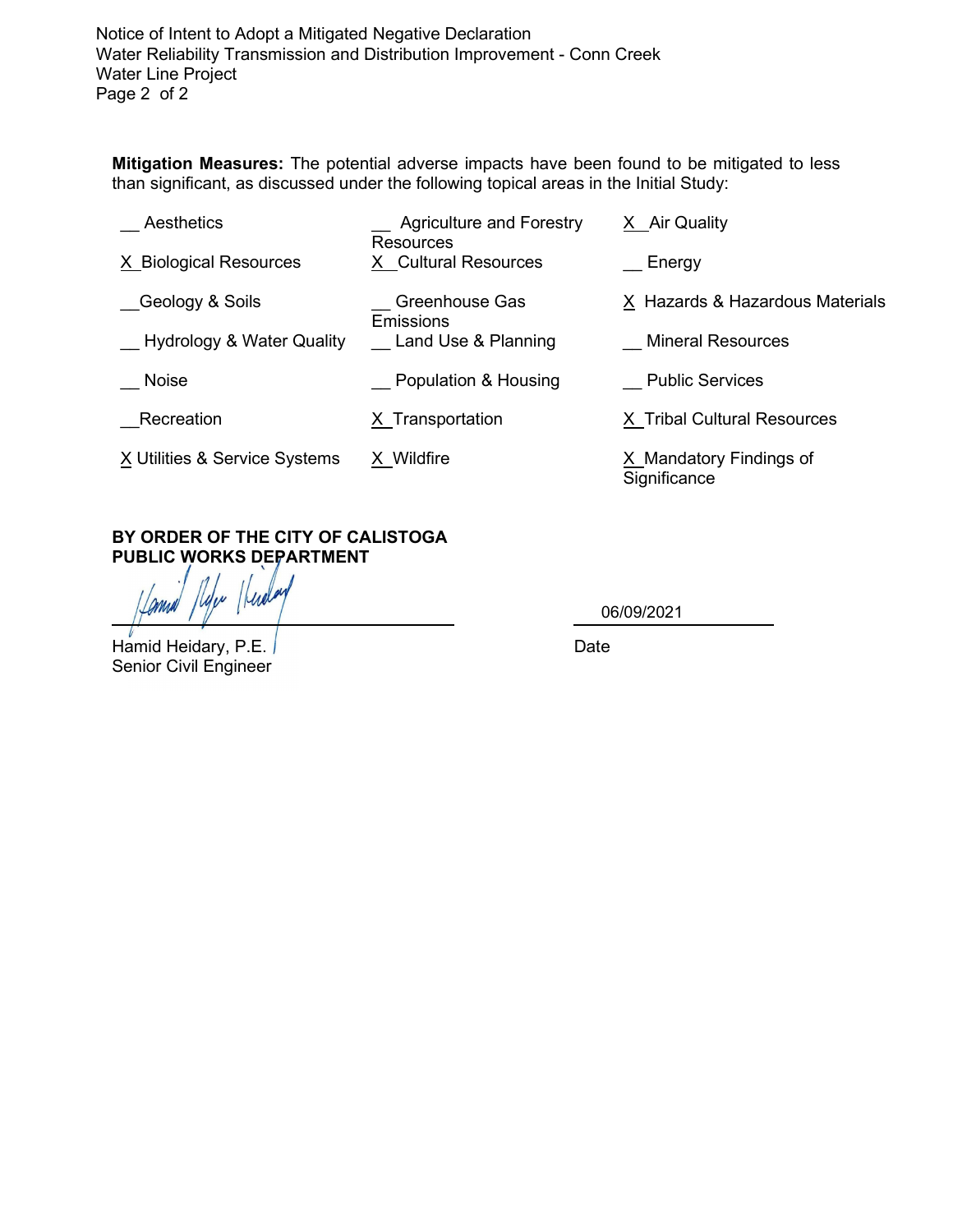**Mitigation Measures:** The potential adverse impacts have been found to be mitigated to less than significant, as discussed under the following topical areas in the Initial Study:

| | | |
|---|---|---|
| __ Aesthetics | __ Agriculture and Forestry Resources | X Air Quality |
| X Biological Resources | X Cultural Resources | __ Energy |
| __ Geology & Soils | __ Greenhouse Gas Emissions | X Hazards & Hazardous Materials |
| __ Hydrology & Water Quality | __ Land Use & Planning | __ Mineral Resources |
| __ Noise | __ Population & Housing | __ Public Services |
| __ Recreation | X Transportation | X Tribal Cultural Resources |
| X Utilities & Service Systems | X Wildfire | X Mandatory Findings of Significance |

**BY ORDER OF THE CITY OF CALISTOGA**
**PUBLIC WORKS DEPARTMENT**

Hamid Heidary, P.E.
Senior Civil Engineer

06/09/2021
Date